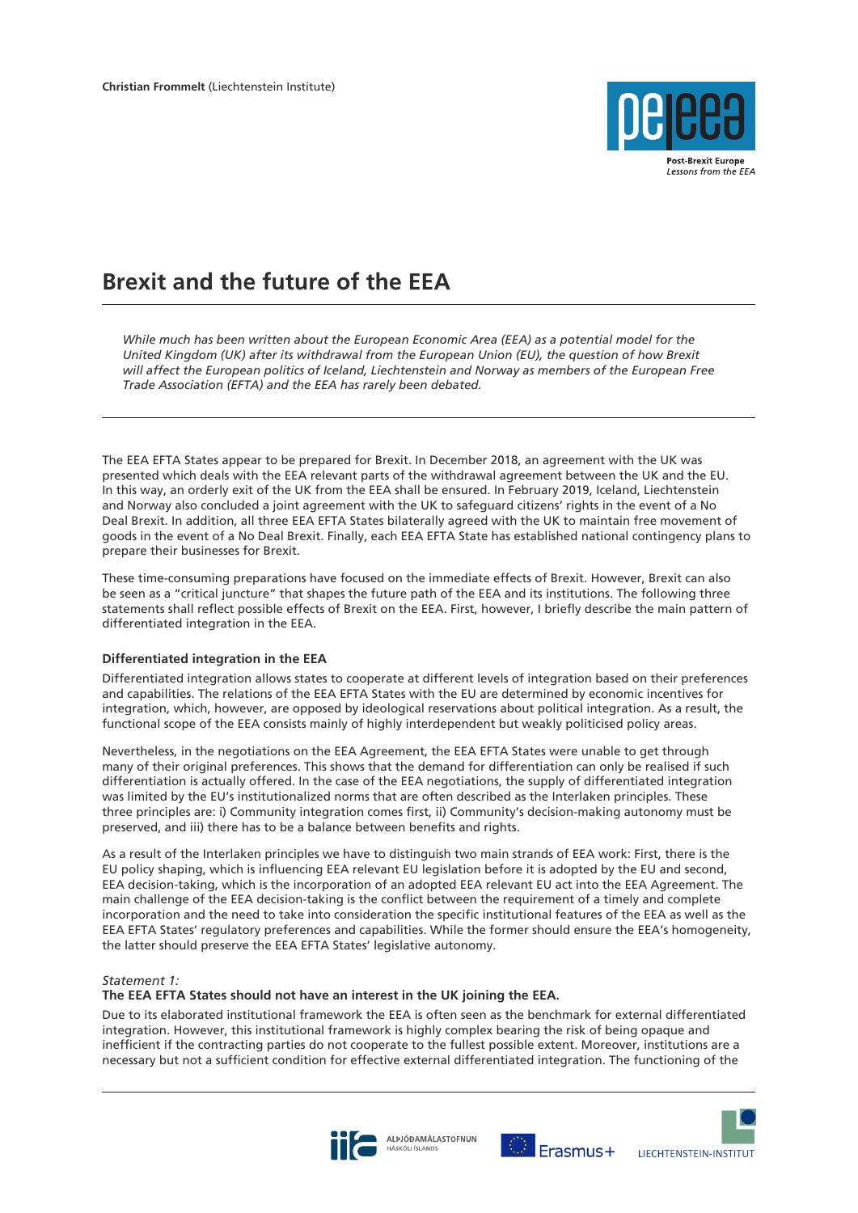**Christian Frommelt** (Liechtenstein Institute)

# Brexit and the future of the EEA

*While much has been written about the European Economic Area (EEA) as a potential model for the United Kingdom (UK) after its withdrawal from the European Union (EU), the question of how Brexit will affect the European politics of Iceland, Liechtenstein and Norway as members of the European Free Trade Association (EFTA) and the EEA has rarely been debated.*

The EEA EFTA States appear to be prepared for Brexit. In December 2018, an agreement with the UK was presented which deals with the EEA relevant parts of the withdrawal agreement between the UK and the EU. In this way, an orderly exit of the UK from the EEA shall be ensured. In February 2019, Iceland, Liechtenstein and Norway also concluded a joint agreement with the UK to safeguard citizens' rights in the event of a No Deal Brexit. In addition, all three EEA EFTA States bilaterally agreed with the UK to maintain free movement of goods in the event of a No Deal Brexit. Finally, each EEA EFTA State has established national contingency plans to prepare their businesses for Brexit.

These time-consuming preparations have focused on the immediate effects of Brexit. However, Brexit can also be seen as a "critical juncture" that shapes the future path of the EEA and its institutions. The following three statements shall reflect possible effects of Brexit on the EEA. First, however, I briefly describe the main pattern of differentiated integration in the EEA.

### Differentiated integration in the EEA

Differentiated integration allows states to cooperate at different levels of integration based on their preferences and capabilities. The relations of the EEA EFTA States with the EU are determined by economic incentives for integration, which, however, are opposed by ideological reservations about political integration. As a result, the functional scope of the EEA consists mainly of highly interdependent but weakly politicised policy areas.

Nevertheless, in the negotiations on the EEA Agreement, the EEA EFTA States were unable to get through many of their original preferences. This shows that the demand for differentiation can only be realised if such differentiation is actually offered. In the case of the EEA negotiations, the supply of differentiated integration was limited by the EU's institutionalized norms that are often described as the Interlaken principles. These three principles are: i) Community integration comes first, ii) Community's decision-making autonomy must be preserved, and iii) there has to be a balance between benefits and rights.

As a result of the Interlaken principles we have to distinguish two main strands of EEA work: First, there is the EU policy shaping, which is influencing EEA relevant EU legislation before it is adopted by the EU and second, EEA decision-taking, which is the incorporation of an adopted EEA relevant EU act into the EEA Agreement. The main challenge of the EEA decision-taking is the conflict between the requirement of a timely and complete incorporation and the need to take into consideration the specific institutional features of the EEA as well as the EEA EFTA States' regulatory preferences and capabilities. While the former should ensure the EEA's homogeneity, the latter should preserve the EEA EFTA States' legislative autonomy.

*Statement 1:*

**The EEA EFTA States should not have an interest in the UK joining the EEA.**

Due to its elaborated institutional framework the EEA is often seen as the benchmark for external differentiated integration. However, this institutional framework is highly complex bearing the risk of being opaque and inefficient if the contracting parties do not cooperate to the fullest possible extent. Moreover, institutions are a necessary but not a sufficient condition for effective external differentiated integration. The functioning of the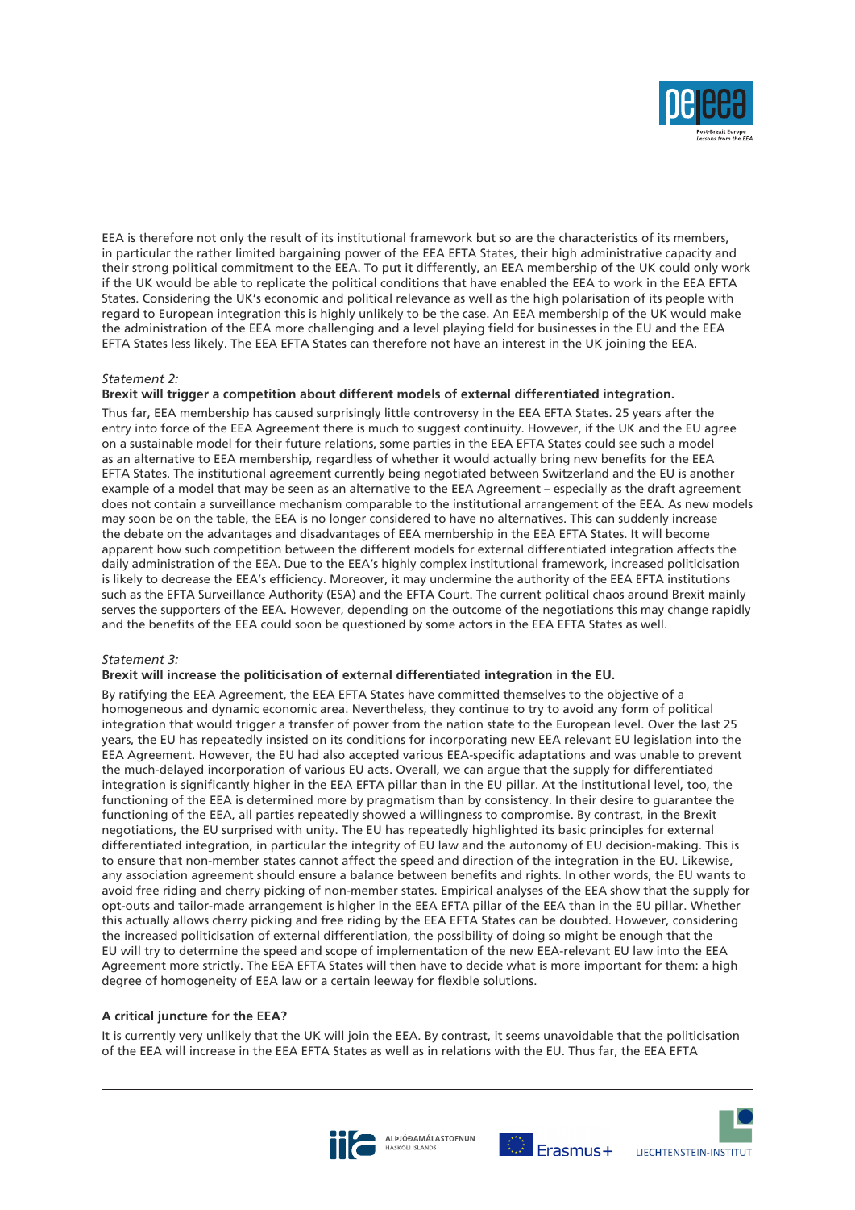EEA is therefore not only the result of its institutional framework but so are the characteristics of its members, in particular the rather limited bargaining power of the EEA EFTA States, their high administrative capacity and their strong political commitment to the EEA. To put it differently, an EEA membership of the UK could only work if the UK would be able to replicate the political conditions that have enabled the EEA to work in the EEA EFTA States. Considering the UK's economic and political relevance as well as the high polarisation of its people with regard to European integration this is highly unlikely to be the case. An EEA membership of the UK would make the administration of the EEA more challenging and a level playing field for businesses in the EU and the EEA EFTA States less likely. The EEA EFTA States can therefore not have an interest in the UK joining the EEA.

*Statement 2:*

**Brexit will trigger a competition about different models of external differentiated integration.**

Thus far, EEA membership has caused surprisingly little controversy in the EEA EFTA States. 25 years after the entry into force of the EEA Agreement there is much to suggest continuity. However, if the UK and the EU agree on a sustainable model for their future relations, some parties in the EEA EFTA States could see such a model as an alternative to EEA membership, regardless of whether it would actually bring new benefits for the EEA EFTA States. The institutional agreement currently being negotiated between Switzerland and the EU is another example of a model that may be seen as an alternative to the EEA Agreement – especially as the draft agreement does not contain a surveillance mechanism comparable to the institutional arrangement of the EEA. As new models may soon be on the table, the EEA is no longer considered to have no alternatives. This can suddenly increase the debate on the advantages and disadvantages of EEA membership in the EEA EFTA States. It will become apparent how such competition between the different models for external differentiated integration affects the daily administration of the EEA. Due to the EEA's highly complex institutional framework, increased politicisation is likely to decrease the EEA's efficiency. Moreover, it may undermine the authority of the EEA EFTA institutions such as the EFTA Surveillance Authority (ESA) and the EFTA Court. The current political chaos around Brexit mainly serves the supporters of the EEA. However, depending on the outcome of the negotiations this may change rapidly and the benefits of the EEA could soon be questioned by some actors in the EEA EFTA States as well.

*Statement 3:*

**Brexit will increase the politicisation of external differentiated integration in the EU.**

By ratifying the EEA Agreement, the EEA EFTA States have committed themselves to the objective of a homogeneous and dynamic economic area. Nevertheless, they continue to try to avoid any form of political integration that would trigger a transfer of power from the nation state to the European level. Over the last 25 years, the EU has repeatedly insisted on its conditions for incorporating new EEA relevant EU legislation into the EEA Agreement. However, the EU had also accepted various EEA-specific adaptations and was unable to prevent the much-delayed incorporation of various EU acts. Overall, we can argue that the supply for differentiated integration is significantly higher in the EEA EFTA pillar than in the EU pillar. At the institutional level, too, the functioning of the EEA is determined more by pragmatism than by consistency. In their desire to guarantee the functioning of the EEA, all parties repeatedly showed a willingness to compromise. By contrast, in the Brexit negotiations, the EU surprised with unity. The EU has repeatedly highlighted its basic principles for external differentiated integration, in particular the integrity of EU law and the autonomy of EU decision-making. This is to ensure that non-member states cannot affect the speed and direction of the integration in the EU. Likewise, any association agreement should ensure a balance between benefits and rights. In other words, the EU wants to avoid free riding and cherry picking of non-member states. Empirical analyses of the EEA show that the supply for opt-outs and tailor-made arrangement is higher in the EEA EFTA pillar of the EEA than in the EU pillar. Whether this actually allows cherry picking and free riding by the EEA EFTA States can be doubted. However, considering the increased politicisation of external differentiation, the possibility of doing so might be enough that the EU will try to determine the speed and scope of implementation of the new EEA-relevant EU law into the EEA Agreement more strictly. The EEA EFTA States will then have to decide what is more important for them: a high degree of homogeneity of EEA law or a certain leeway for flexible solutions.

## A critical juncture for the EEA?

It is currently very unlikely that the UK will join the EEA. By contrast, it seems unavoidable that the politicisation of the EEA will increase in the EEA EFTA States as well as in relations with the EU. Thus far, the EEA EFTA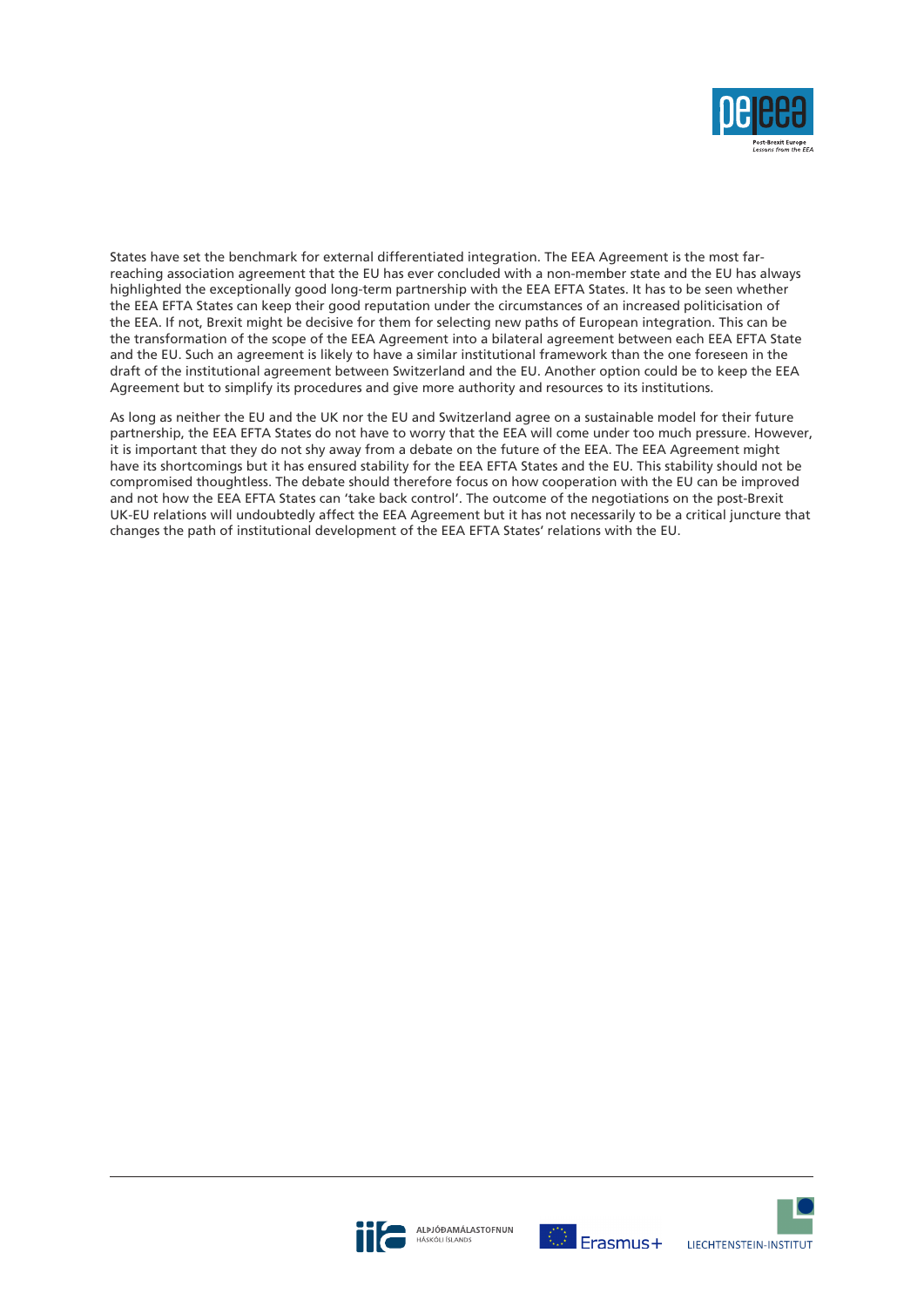States have set the benchmark for external differentiated integration. The EEA Agreement is the most far-reaching association agreement that the EU has ever concluded with a non-member state and the EU has always highlighted the exceptionally good long-term partnership with the EEA EFTA States. It has to be seen whether the EEA EFTA States can keep their good reputation under the circumstances of an increased politicisation of the EEA. If not, Brexit might be decisive for them for selecting new paths of European integration. This can be the transformation of the scope of the EEA Agreement into a bilateral agreement between each EEA EFTA State and the EU. Such an agreement is likely to have a similar institutional framework than the one foreseen in the draft of the institutional agreement between Switzerland and the EU. Another option could be to keep the EEA Agreement but to simplify its procedures and give more authority and resources to its institutions.

As long as neither the EU and the UK nor the EU and Switzerland agree on a sustainable model for their future partnership, the EEA EFTA States do not have to worry that the EEA will come under too much pressure. However, it is important that they do not shy away from a debate on the future of the EEA. The EEA Agreement might have its shortcomings but it has ensured stability for the EEA EFTA States and the EU. This stability should not be compromised thoughtless. The debate should therefore focus on how cooperation with the EU can be improved and not how the EEA EFTA States can 'take back control'. The outcome of the negotiations on the post-Brexit UK-EU relations will undoubtedly affect the EEA Agreement but it has not necessarily to be a critical juncture that changes the path of institutional development of the EEA EFTA States' relations with the EU.